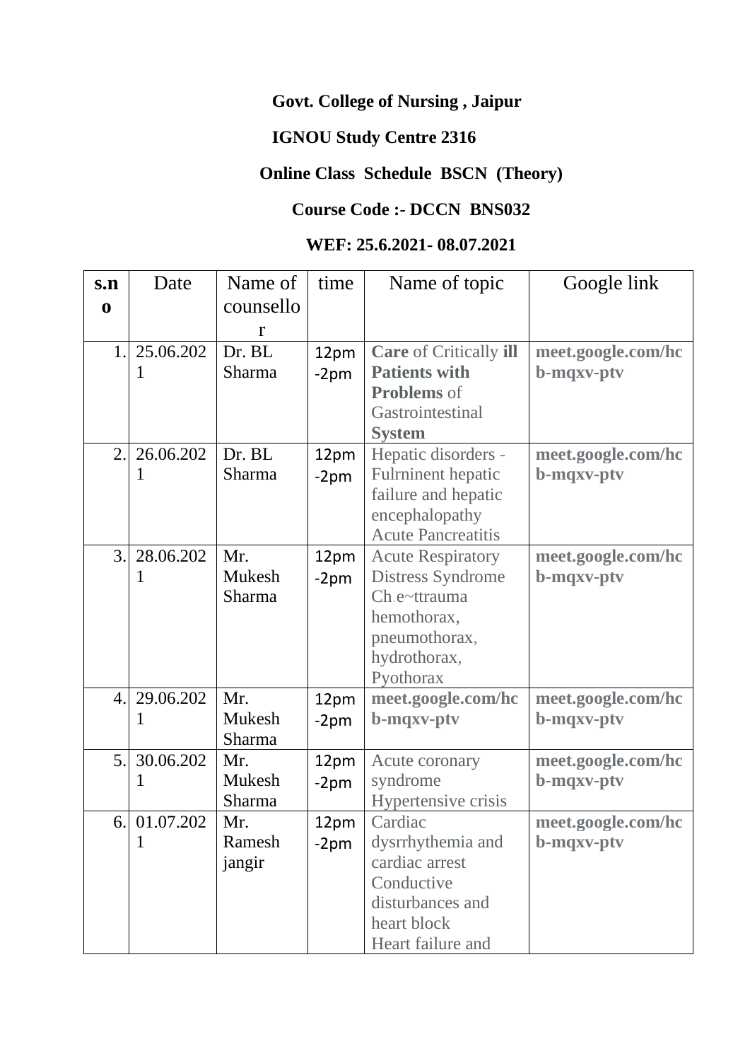**Govt. College of Nursing , Jaipur**

**IGNOU Study Centre 2316**

**Online Class Schedule BSCN (Theory)**

**Course Code :- DCCN BNS032**

**WEF: 25.6.2021- 08.07.2021**

| s.no | Date | Name of counsellor | time | Name of topic | Google link |
|---|---|---|---|---|---|
| 1. | 25.06.2021 | Dr. BL Sharma | 12pm -2pm | **Care** of Critically **ill Patients with Problems** of Gastrointestinal **System** | **meet.google.com/hcb-mqxv-ptv** |
| 2. | 26.06.2021 | Dr. BL Sharma | 12pm -2pm | Hepatic disorders - Fulrninent hepatic failure and hepatic encephalopathy Acute Pancreatitis | **meet.google.com/hcb-mqxv-ptv** |
| 3. | 28.06.2021 | Mr. Mukesh Sharma | 12pm -2pm | Acute Respiratory Distress Syndrome Ch.e~ttrauma hemothorax, pneumothorax, hydrothorax, Pyothorax | **meet.google.com/hcb-mqxv-ptv** |
| 4. | 29.06.2021 | Mr. Mukesh Sharma | 12pm -2pm | **meet.google.com/hcb-mqxv-ptv** | **meet.google.com/hcb-mqxv-ptv** |
| 5. | 30.06.2021 | Mr. Mukesh Sharma | 12pm -2pm | Acute coronary syndrome Hypertensive crisis | **meet.google.com/hcb-mqxv-ptv** |
| 6. | 01.07.2021 | Mr. Ramesh jangir | 12pm -2pm | Cardiac dysrrhythemia and cardiac arrest Conductive disturbances and heart block Heart failure and | **meet.google.com/hcb-mqxv-ptv** |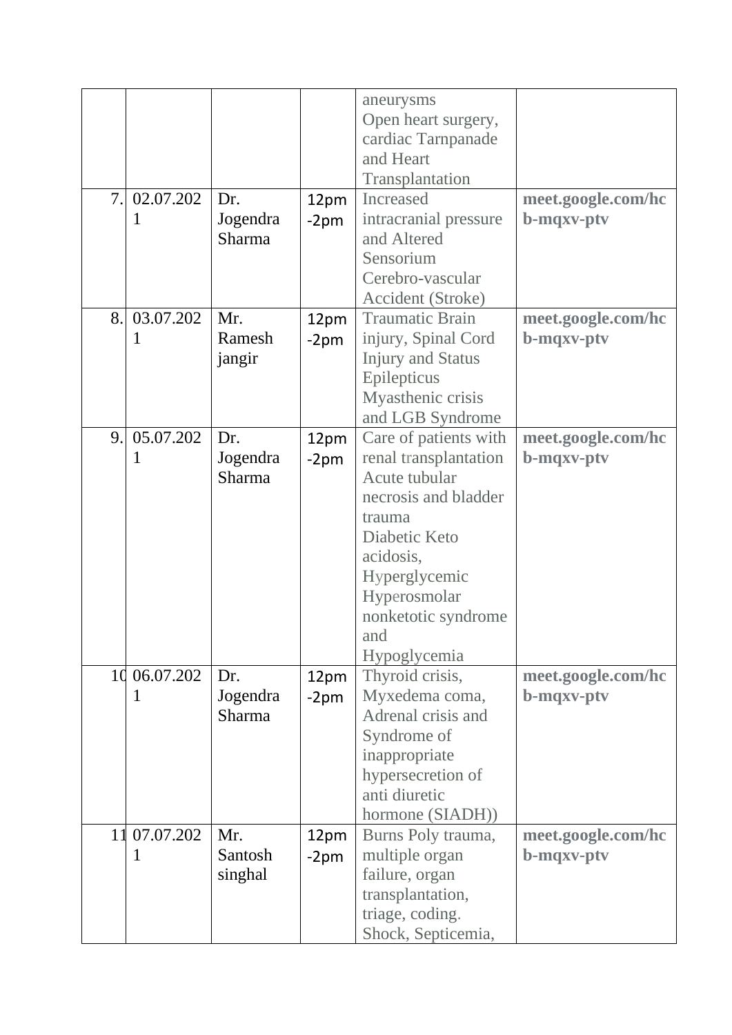|  |  |  |  |  |  |
|---|---|---|---|---|---|
|  |  |  |  | aneurysms Open heart surgery, cardiac Tarnpanade and Heart Transplantation |  |
| 7. | 02.07.2021 | Dr. Jogendra Sharma | 12pm -2pm | Increased intracranial pressure and Altered Sensorium Cerebro-vascular Accident (Stroke) | **meet.google.com/hcb-mqxv-ptv** |
| 8. | 03.07.2021 | Mr. Ramesh jangir | 12pm -2pm | Traumatic Brain injury, Spinal Cord Injury and Status Epilepticus Myasthenic crisis and LGB Syndrome | **meet.google.com/hcb-mqxv-ptv** |
| 9. | 05.07.2021 | Dr. Jogendra Sharma | 12pm -2pm | Care of patients with renal transplantation Acute tubular necrosis and bladder trauma Diabetic Keto acidosis, Hyperglycemic Hyperosmolar nonketotic syndrome and Hypoglycemia | **meet.google.com/hcb-mqxv-ptv** |
| 10 | 06.07.2021 | Dr. Jogendra Sharma | 12pm -2pm | Thyroid crisis, Myxedema coma, Adrenal crisis and Syndrome of inappropriate hypersecretion of anti diuretic hormone (SIADH)) | **meet.google.com/hcb-mqxv-ptv** |
| 11 | 07.07.2021 | Mr. Santosh singhal | 12pm -2pm | Burns Poly trauma, multiple organ failure, organ transplantation, triage, coding. Shock, Septicemia, | **meet.google.com/hcb-mqxv-ptv** |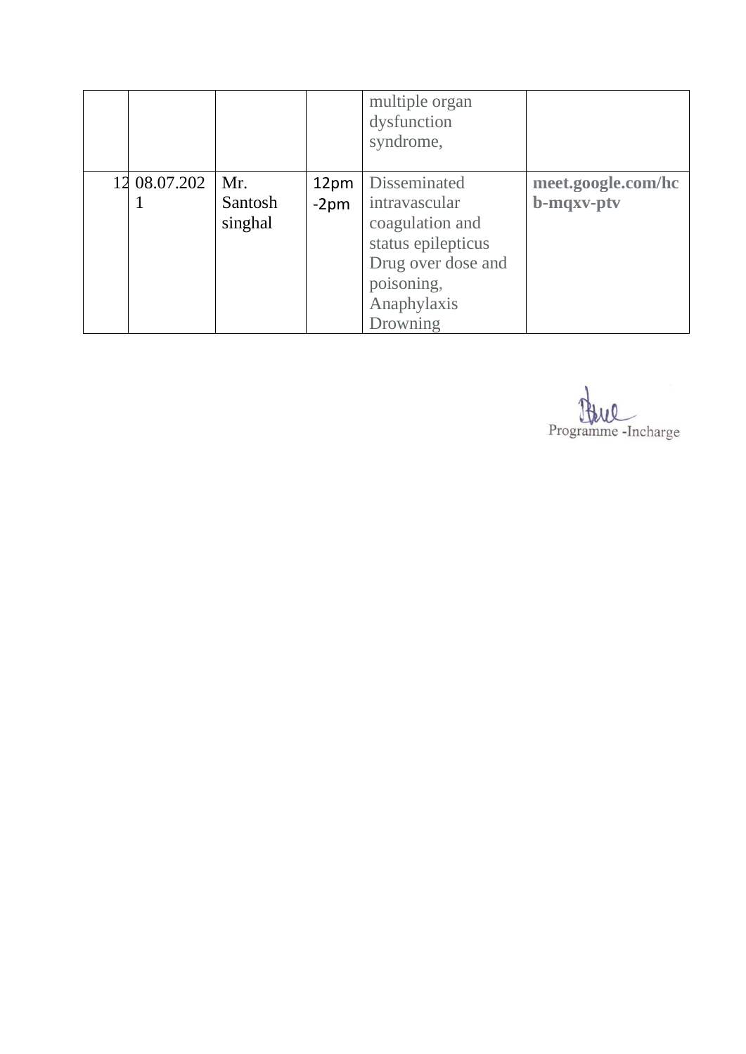| | | | | | |
|---|---|---|---|---|---|
| | | | | multiple organ dysfunction syndrome, | |
| 12 | 08.07.2021 | Mr. Santosh singhal | 12pm -2pm | Disseminated intravascular coagulation and status epilepticus Drug over dose and poisoning, Anaphylaxis Drowning | **meet.google.com/hcb-mqxv-ptv** |

Programme -Incharge